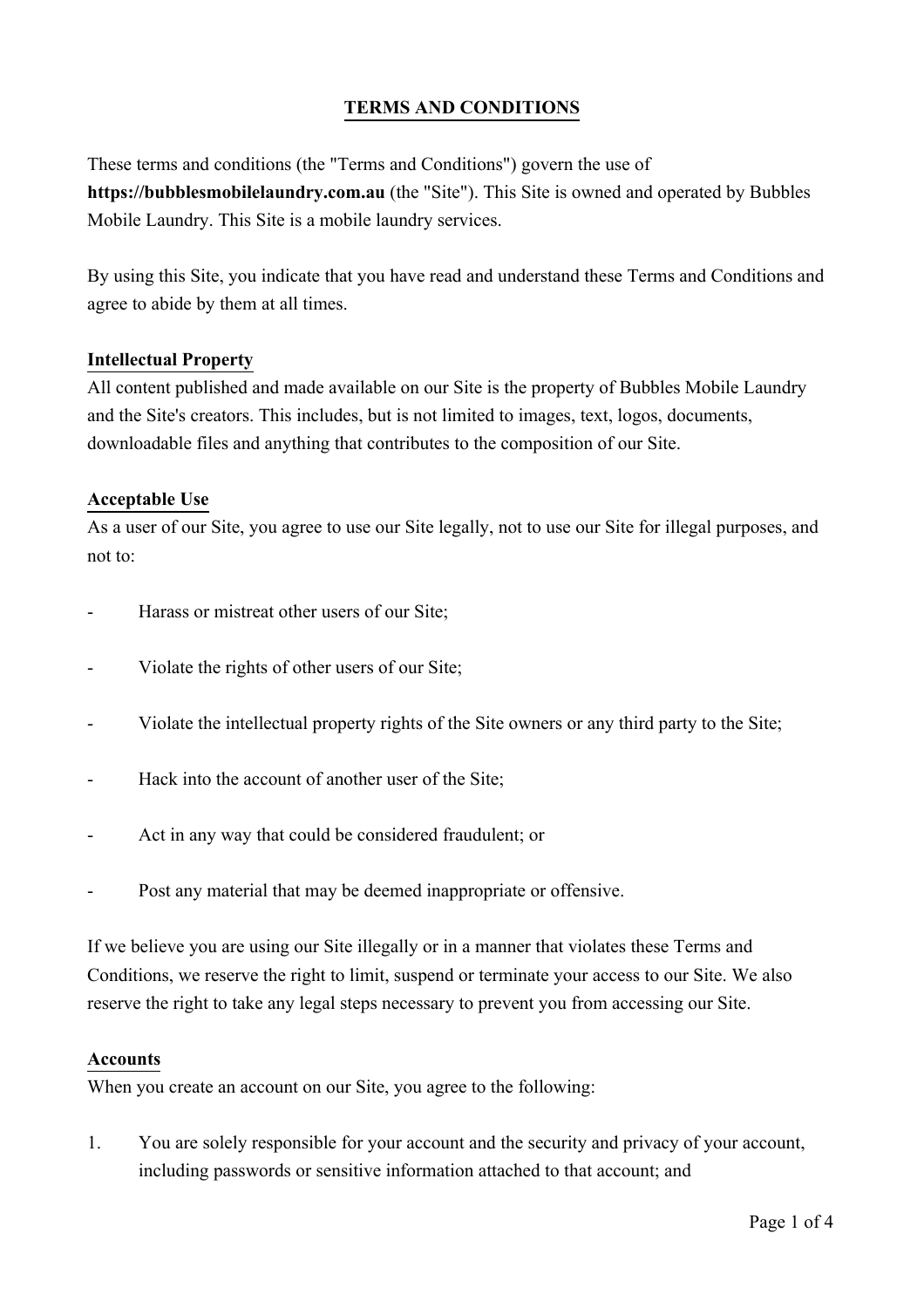# TERMS AND CONDITIONS

These terms and conditions (the "Terms and Conditions") govern the use of **https://bubblesmobilelaundry.com.au** (the "Site"). This Site is owned and operated by Bubbles Mobile Laundry. This Site is a mobile laundry services.

By using this Site, you indicate that you have read and understand these Terms and Conditions and agree to abide by them at all times.

## Intellectual Property

All content published and made available on our Site is the property of Bubbles Mobile Laundry and the Site's creators. This includes, but is not limited to images, text, logos, documents, downloadable files and anything that contributes to the composition of our Site.

## Acceptable Use

As a user of our Site, you agree to use our Site legally, not to use our Site for illegal purposes, and not to:

- Harass or mistreat other users of our Site;
- Violate the rights of other users of our Site;
- Violate the intellectual property rights of the Site owners or any third party to the Site;
- Hack into the account of another user of the Site;
- Act in any way that could be considered fraudulent; or
- Post any material that may be deemed inappropriate or offensive.

If we believe you are using our Site illegally or in a manner that violates these Terms and Conditions, we reserve the right to limit, suspend or terminate your access to our Site. We also reserve the right to take any legal steps necessary to prevent you from accessing our Site.

## Accounts

When you create an account on our Site, you agree to the following:

1. You are solely responsible for your account and the security and privacy of your account, including passwords or sensitive information attached to that account; and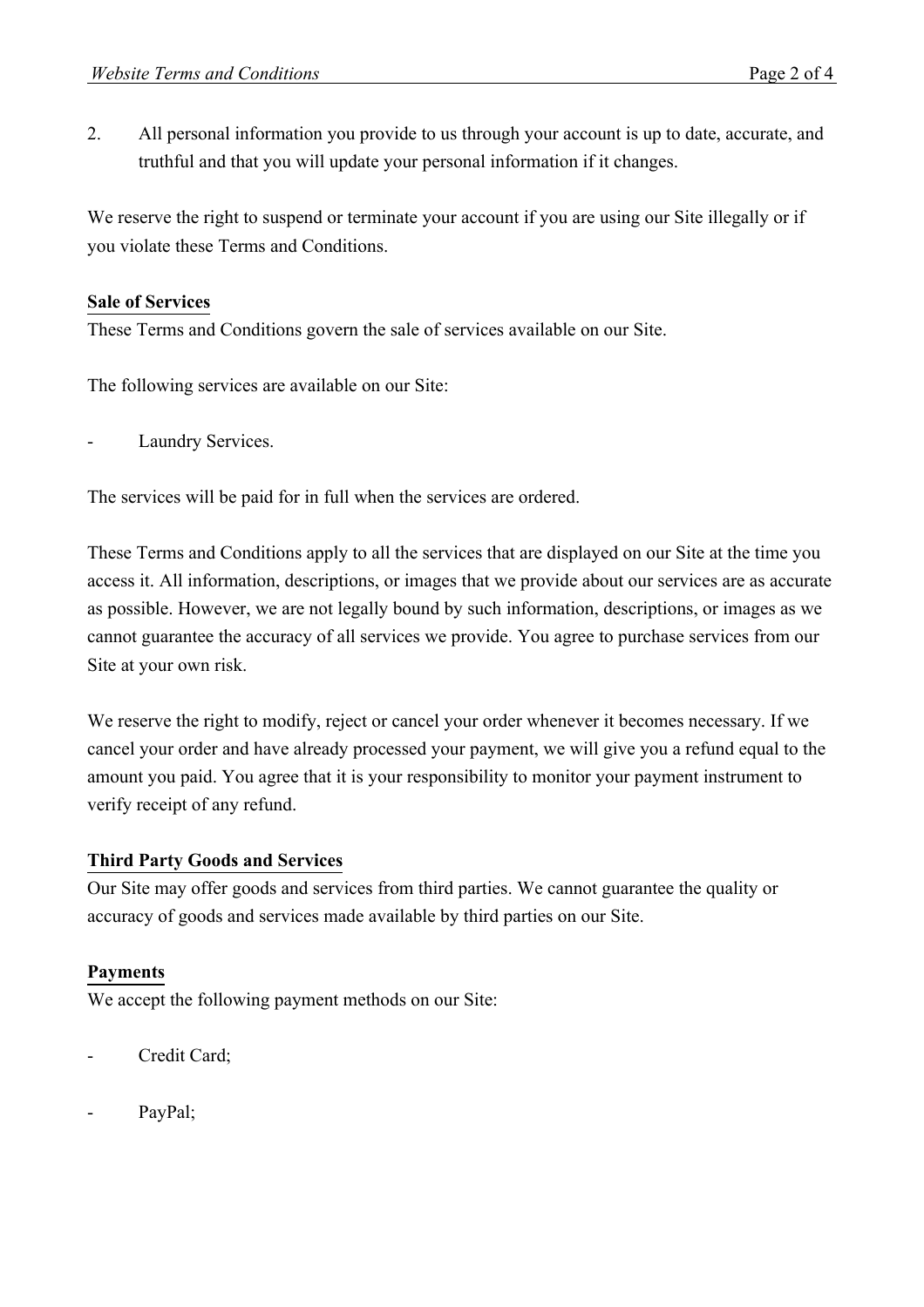2. All personal information you provide to us through your account is up to date, accurate, and truthful and that you will update your personal information if it changes.

We reserve the right to suspend or terminate your account if you are using our Site illegally or if you violate these Terms and Conditions.

## Sale of Services

These Terms and Conditions govern the sale of services available on our Site.

The following services are available on our Site:

- Laundry Services.

The services will be paid for in full when the services are ordered.

These Terms and Conditions apply to all the services that are displayed on our Site at the time you access it. All information, descriptions, or images that we provide about our services are as accurate as possible. However, we are not legally bound by such information, descriptions, or images as we cannot guarantee the accuracy of all services we provide. You agree to purchase services from our Site at your own risk.

We reserve the right to modify, reject or cancel your order whenever it becomes necessary. If we cancel your order and have already processed your payment, we will give you a refund equal to the amount you paid. You agree that it is your responsibility to monitor your payment instrument to verify receipt of any refund.

## Third Party Goods and Services

Our Site may offer goods and services from third parties. We cannot guarantee the quality or accuracy of goods and services made available by third parties on our Site.

## Payments

We accept the following payment methods on our Site:

- Credit Card;
- PayPal;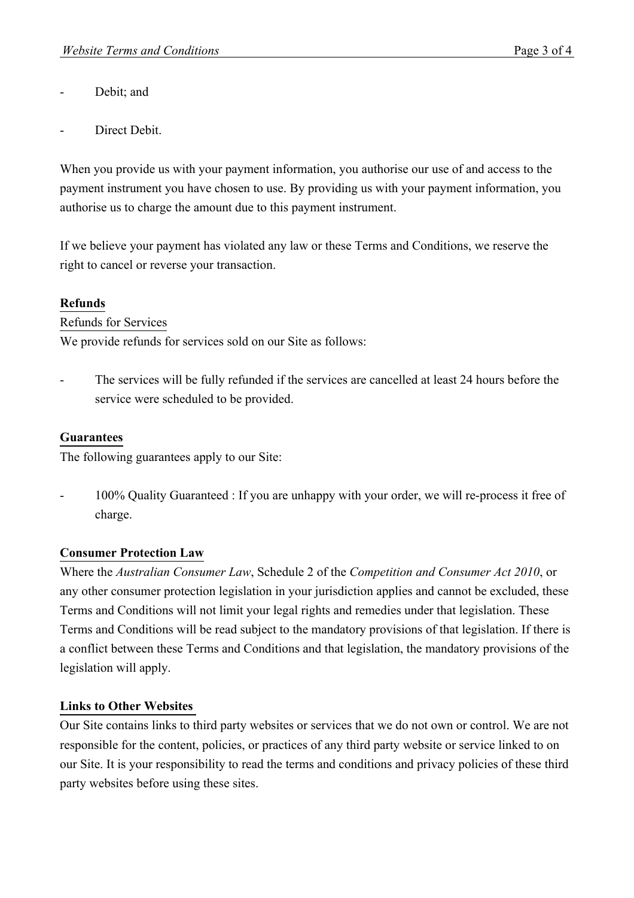- Debit; and
- Direct Debit.

When you provide us with your payment information, you authorise our use of and access to the payment instrument you have chosen to use. By providing us with your payment information, you authorise us to charge the amount due to this payment instrument.

If we believe your payment has violated any law or these Terms and Conditions, we reserve the right to cancel or reverse your transaction.

## **Refunds**

### Refunds for Services

We provide refunds for services sold on our Site as follows:

- The services will be fully refunded if the services are cancelled at least 24 hours before the service were scheduled to be provided.

## **Guarantees**

The following guarantees apply to our Site:

- 100% Quality Guaranteed : If you are unhappy with your order, we will re-process it free of charge.

## **Consumer Protection Law**

Where the *Australian Consumer Law*, Schedule 2 of the *Competition and Consumer Act 2010*, or any other consumer protection legislation in your jurisdiction applies and cannot be excluded, these Terms and Conditions will not limit your legal rights and remedies under that legislation. These Terms and Conditions will be read subject to the mandatory provisions of that legislation. If there is a conflict between these Terms and Conditions and that legislation, the mandatory provisions of the legislation will apply.

## **Links to Other Websites**

Our Site contains links to third party websites or services that we do not own or control. We are not responsible for the content, policies, or practices of any third party website or service linked to on our Site. It is your responsibility to read the terms and conditions and privacy policies of these third party websites before using these sites.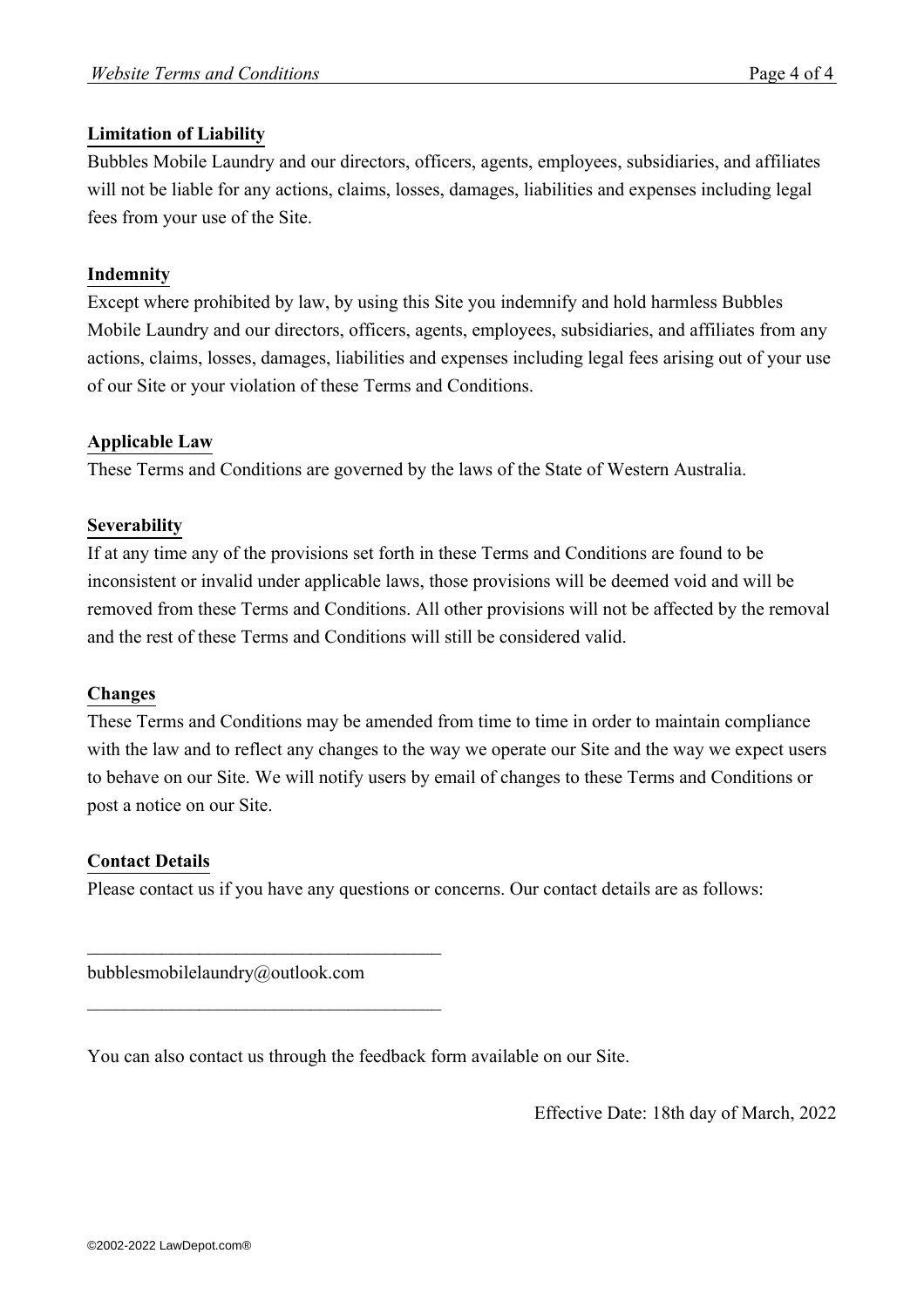**Limitation of Liability**

Bubbles Mobile Laundry and our directors, officers, agents, employees, subsidiaries, and affiliates will not be liable for any actions, claims, losses, damages, liabilities and expenses including legal fees from your use of the Site.

**Indemnity**

Except where prohibited by law, by using this Site you indemnify and hold harmless Bubbles Mobile Laundry and our directors, officers, agents, employees, subsidiaries, and affiliates from any actions, claims, losses, damages, liabilities and expenses including legal fees arising out of your use of our Site or your violation of these Terms and Conditions.

**Applicable Law**

These Terms and Conditions are governed by the laws of the State of Western Australia.

**Severability**

If at any time any of the provisions set forth in these Terms and Conditions are found to be inconsistent or invalid under applicable laws, those provisions will be deemed void and will be removed from these Terms and Conditions. All other provisions will not be affected by the removal and the rest of these Terms and Conditions will still be considered valid.

**Changes**

These Terms and Conditions may be amended from time to time in order to maintain compliance with the law and to reflect any changes to the way we operate our Site and the way we expect users to behave on our Site. We will notify users by email of changes to these Terms and Conditions or post a notice on our Site.

**Contact Details**

Please contact us if you have any questions or concerns. Our contact details are as follows:

_____________________________________

bubblesmobilelaundry@outlook.com

_____________________________________

You can also contact us through the feedback form available on our Site.

Effective Date: 18th day of March, 2022

©2002-2022 LawDepot.com®